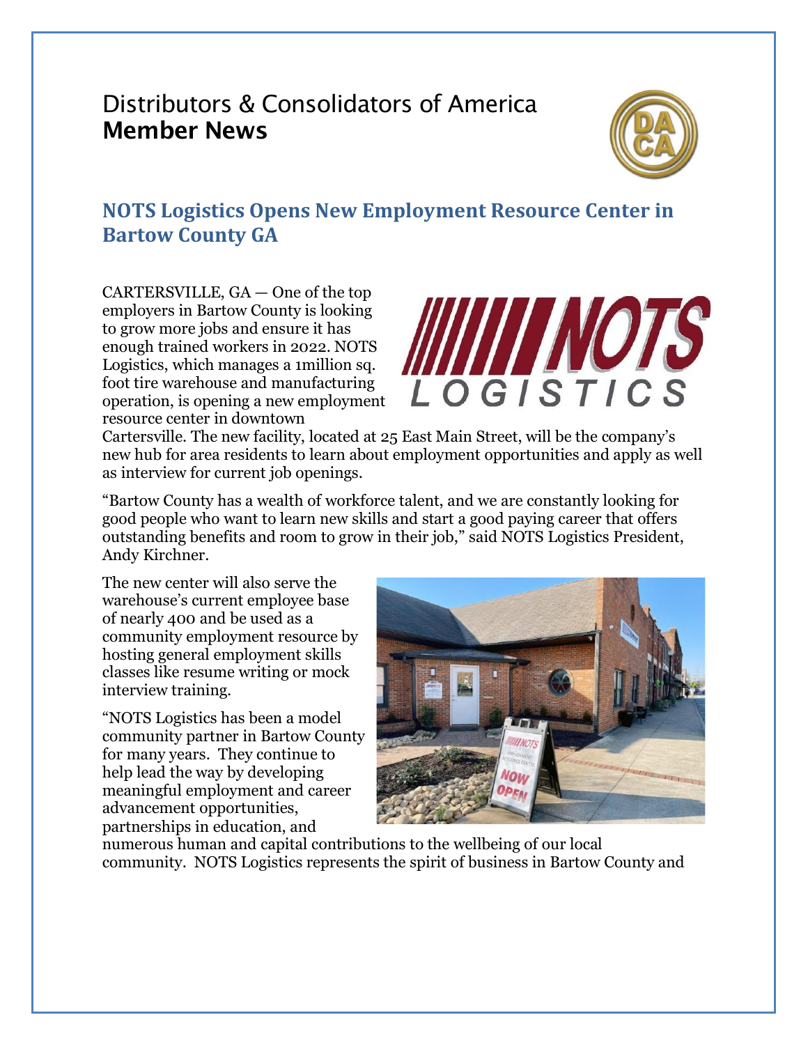# Distributors & Consolidators of America
## Member News

### NOTS Logistics Opens New Employment Resource Center in Bartow County GA

CARTERSVILLE, GA — One of the top employers in Bartow County is looking to grow more jobs and ensure it has enough trained workers in 2022. NOTS Logistics, which manages a 1million sq. foot tire warehouse and manufacturing operation, is opening a new employment resource center in downtown Cartersville. The new facility, located at 25 East Main Street, will be the company's new hub for area residents to learn about employment opportunities and apply as well as interview for current job openings.

"Bartow County has a wealth of workforce talent, and we are constantly looking for good people who want to learn new skills and start a good paying career that offers outstanding benefits and room to grow in their job," said NOTS Logistics President, Andy Kirchner.

The new center will also serve the warehouse's current employee base of nearly 400 and be used as a community employment resource by hosting general employment skills classes like resume writing or mock interview training.

"NOTS Logistics has been a model community partner in Bartow County for many years. They continue to help lead the way by developing meaningful employment and career advancement opportunities, partnerships in education, and numerous human and capital contributions to the wellbeing of our local community. NOTS Logistics represents the spirit of business in Bartow County and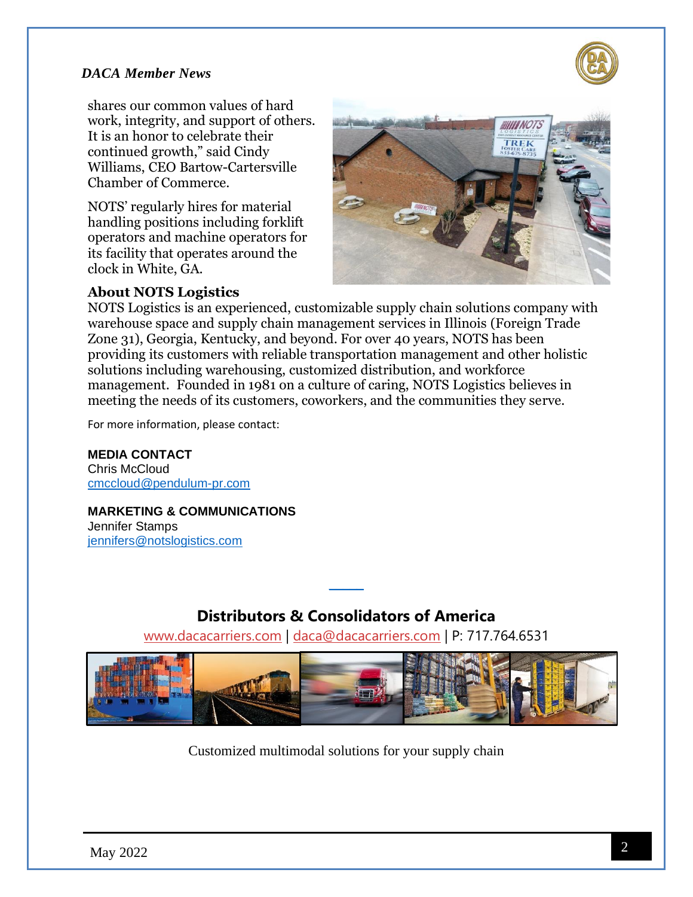shares our common values of hard work, integrity, and support of others. It is an honor to celebrate their continued growth," said Cindy Williams, CEO Bartow-Cartersville Chamber of Commerce.

NOTS' regularly hires for material handling positions including forklift operators and machine operators for its facility that operates around the clock in White, GA.

**About NOTS Logistics**

NOTS Logistics is an experienced, customizable supply chain solutions company with warehouse space and supply chain management services in Illinois (Foreign Trade Zone 31), Georgia, Kentucky, and beyond. For over 40 years, NOTS has been providing its customers with reliable transportation management and other holistic solutions including warehousing, customized distribution, and workforce management. Founded in 1981 on a culture of caring, NOTS Logistics believes in meeting the needs of its customers, coworkers, and the communities they serve.

For more information, please contact:

**MEDIA CONTACT**
Chris McCloud
cmccloud@pendulum-pr.com

**MARKETING & COMMUNICATIONS**
Jennifer Stamps
jennifers@notslogistics.com

## Distributors & Consolidators of America

www.dacacarriers.com | daca@dacacarriers.com | P: 717.764.6531

Customized multimodal solutions for your supply chain